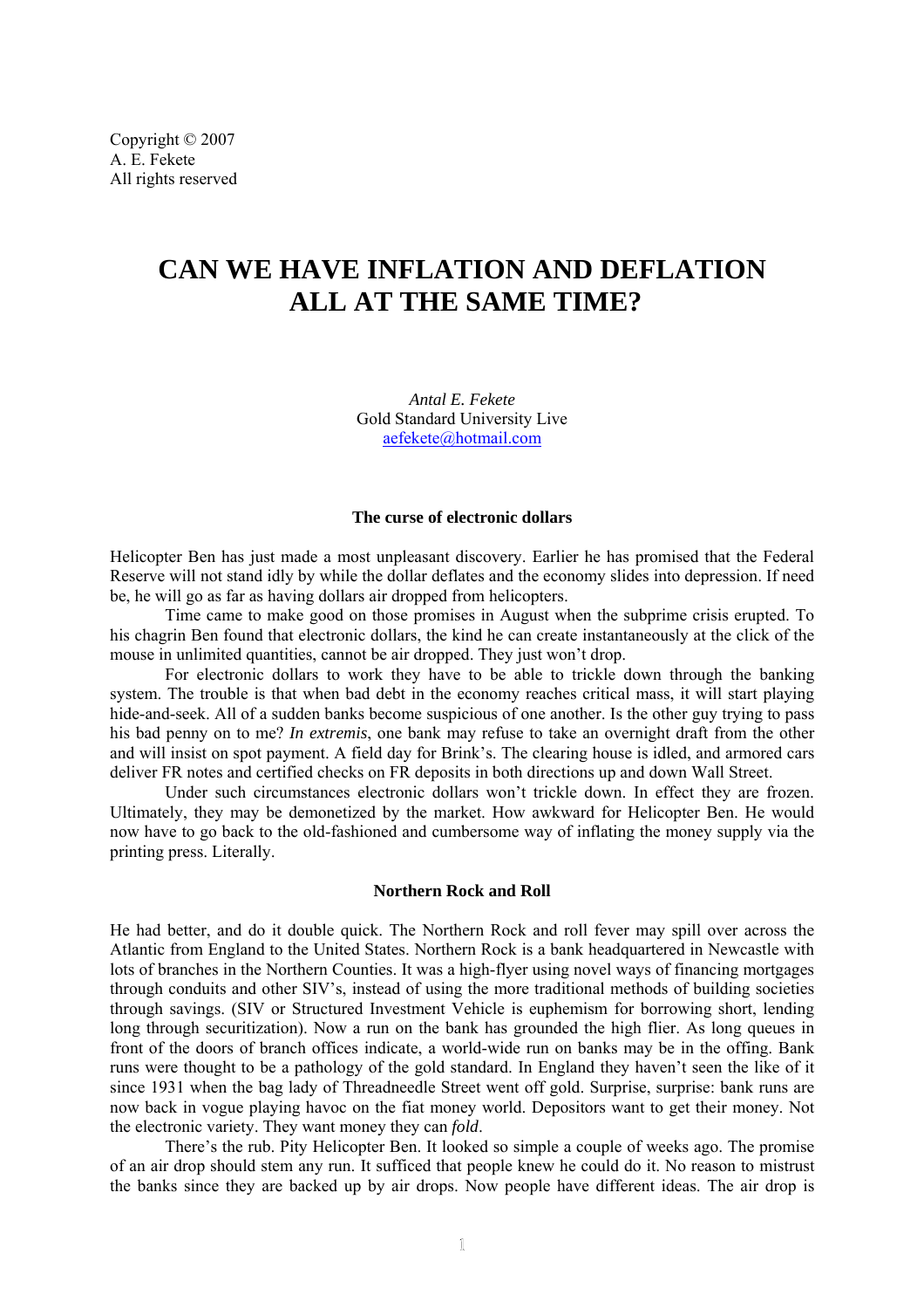Copyright © 2007
A. E. Fekete
All rights reserved

# CAN WE HAVE INFLATION AND DEFLATION ALL AT THE SAME TIME?

*Antal E. Fekete*
Gold Standard University Live
aefekete@hotmail.com

### The curse of electronic dollars

Helicopter Ben has just made a most unpleasant discovery. Earlier he has promised that the Federal Reserve will not stand idly by while the dollar deflates and the economy slides into depression. If need be, he will go as far as having dollars air dropped from helicopters.

Time came to make good on those promises in August when the subprime crisis erupted. To his chagrin Ben found that electronic dollars, the kind he can create instantaneously at the click of the mouse in unlimited quantities, cannot be air dropped. They just won't drop.

For electronic dollars to work they have to be able to trickle down through the banking system. The trouble is that when bad debt in the economy reaches critical mass, it will start playing hide-and-seek. All of a sudden banks become suspicious of one another. Is the other guy trying to pass his bad penny on to me? *In extremis*, one bank may refuse to take an overnight draft from the other and will insist on spot payment. A field day for Brink's. The clearing house is idled, and armored cars deliver FR notes and certified checks on FR deposits in both directions up and down Wall Street.

Under such circumstances electronic dollars won't trickle down. In effect they are frozen. Ultimately, they may be demonetized by the market. How awkward for Helicopter Ben. He would now have to go back to the old-fashioned and cumbersome way of inflating the money supply via the printing press. Literally.

### Northern Rock and Roll

He had better, and do it double quick. The Northern Rock and roll fever may spill over across the Atlantic from England to the United States. Northern Rock is a bank headquartered in Newcastle with lots of branches in the Northern Counties. It was a high-flyer using novel ways of financing mortgages through conduits and other SIV's, instead of using the more traditional methods of building societies through savings. (SIV or Structured Investment Vehicle is euphemism for borrowing short, lending long through securitization). Now a run on the bank has grounded the high flier. As long queues in front of the doors of branch offices indicate, a world-wide run on banks may be in the offing. Bank runs were thought to be a pathology of the gold standard. In England they haven't seen the like of it since 1931 when the bag lady of Threadneedle Street went off gold. Surprise, surprise: bank runs are now back in vogue playing havoc on the fiat money world. Depositors want to get their money. Not the electronic variety. They want money they can *fold*.

There's the rub. Pity Helicopter Ben. It looked so simple a couple of weeks ago. The promise of an air drop should stem any run. It sufficed that people knew he could do it. No reason to mistrust the banks since they are backed up by air drops. Now people have different ideas. The air drop is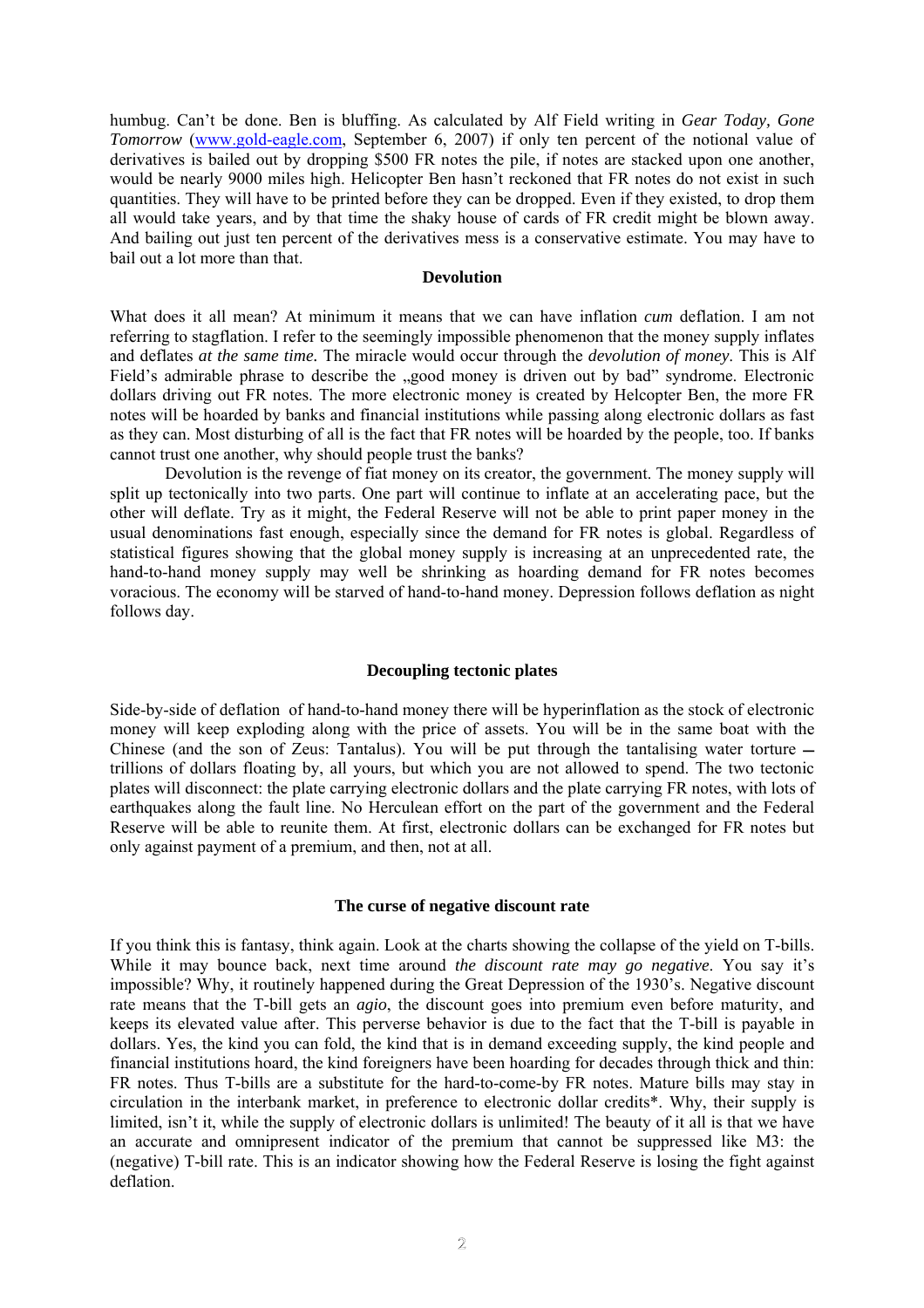humbug. Can't be done. Ben is bluffing. As calculated by Alf Field writing in *Gear Today, Gone Tomorrow* (www.gold-eagle.com, September 6, 2007) if only ten percent of the notional value of derivatives is bailed out by dropping $500 FR notes the pile, if notes are stacked upon one another, would be nearly 9000 miles high. Helicopter Ben hasn't reckoned that FR notes do not exist in such quantities. They will have to be printed before they can be dropped. Even if they existed, to drop them all would take years, and by that time the shaky house of cards of FR credit might be blown away. And bailing out just ten percent of the derivatives mess is a conservative estimate. You may have to bail out a lot more than that.

## Devolution

What does it all mean? At minimum it means that we can have inflation *cum* deflation. I am not referring to stagflation. I refer to the seemingly impossible phenomenon that the money supply inflates and deflates *at the same time.* The miracle would occur through the *devolution of money.* This is Alf Field's admirable phrase to describe the „good money is driven out by bad" syndrome. Electronic dollars driving out FR notes. The more electronic money is created by Helcopter Ben, the more FR notes will be hoarded by banks and financial institutions while passing along electronic dollars as fast as they can. Most disturbing of all is the fact that FR notes will be hoarded by the people, too. If banks cannot trust one another, why should people trust the banks?

Devolution is the revenge of fiat money on its creator, the government. The money supply will split up tectonically into two parts. One part will continue to inflate at an accelerating pace, but the other will deflate. Try as it might, the Federal Reserve will not be able to print paper money in the usual denominations fast enough, especially since the demand for FR notes is global. Regardless of statistical figures showing that the global money supply is increasing at an unprecedented rate, the hand-to-hand money supply may well be shrinking as hoarding demand for FR notes becomes voracious. The economy will be starved of hand-to-hand money. Depression follows deflation as night follows day.

## Decoupling tectonic plates

Side-by-side of deflation of hand-to-hand money there will be hyperinflation as the stock of electronic money will keep exploding along with the price of assets. You will be in the same boat with the Chinese (and the son of Zeus: Tantalus). You will be put through the tantalising water torture — trillions of dollars floating by, all yours, but which you are not allowed to spend. The two tectonic plates will disconnect: the plate carrying electronic dollars and the plate carrying FR notes, with lots of earthquakes along the fault line. No Herculean effort on the part of the government and the Federal Reserve will be able to reunite them. At first, electronic dollars can be exchanged for FR notes but only against payment of a premium, and then, not at all.

## The curse of negative discount rate

If you think this is fantasy, think again. Look at the charts showing the collapse of the yield on T-bills. While it may bounce back, next time around *the discount rate may go negative.* You say it's impossible? Why, it routinely happened during the Great Depression of the 1930's. Negative discount rate means that the T-bill gets an *agio*, the discount goes into premium even before maturity, and keeps its elevated value after. This perverse behavior is due to the fact that the T-bill is payable in dollars. Yes, the kind you can fold, the kind that is in demand exceeding supply, the kind people and financial institutions hoard, the kind foreigners have been hoarding for decades through thick and thin: FR notes. Thus T-bills are a substitute for the hard-to-come-by FR notes. Mature bills may stay in circulation in the interbank market, in preference to electronic dollar credits*. Why, their supply is limited, isn't it, while the supply of electronic dollars is unlimited! The beauty of it all is that we have an accurate and omnipresent indicator of the premium that cannot be suppressed like M3: the (negative) T-bill rate. This is an indicator showing how the Federal Reserve is losing the fight against deflation.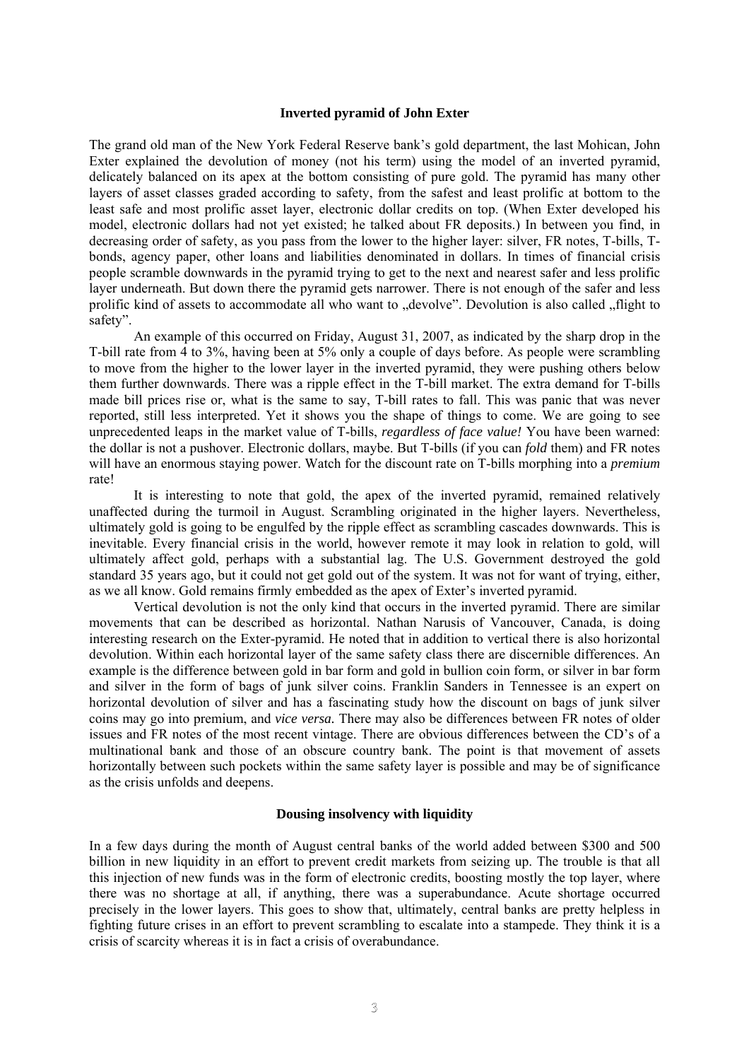## Inverted pyramid of John Exter

The grand old man of the New York Federal Reserve bank's gold department, the last Mohican, John Exter explained the devolution of money (not his term) using the model of an inverted pyramid, delicately balanced on its apex at the bottom consisting of pure gold. The pyramid has many other layers of asset classes graded according to safety, from the safest and least prolific at bottom to the least safe and most prolific asset layer, electronic dollar credits on top. (When Exter developed his model, electronic dollars had not yet existed; he talked about FR deposits.) In between you find, in decreasing order of safety, as you pass from the lower to the higher layer: silver, FR notes, T-bills, T-bonds, agency paper, other loans and liabilities denominated in dollars. In times of financial crisis people scramble downwards in the pyramid trying to get to the next and nearest safer and less prolific layer underneath. But down there the pyramid gets narrower. There is not enough of the safer and less prolific kind of assets to accommodate all who want to „devolve". Devolution is also called „flight to safety".

An example of this occurred on Friday, August 31, 2007, as indicated by the sharp drop in the T-bill rate from 4 to 3%, having been at 5% only a couple of days before. As people were scrambling to move from the higher to the lower layer in the inverted pyramid, they were pushing others below them further downwards. There was a ripple effect in the T-bill market. The extra demand for T-bills made bill prices rise or, what is the same to say, T-bill rates to fall. This was panic that was never reported, still less interpreted. Yet it shows you the shape of things to come. We are going to see unprecedented leaps in the market value of T-bills, *regardless of face value!* You have been warned: the dollar is not a pushover. Electronic dollars, maybe. But T-bills (if you can *fold* them) and FR notes will have an enormous staying power. Watch for the discount rate on T-bills morphing into a *premium* rate!

It is interesting to note that gold, the apex of the inverted pyramid, remained relatively unaffected during the turmoil in August. Scrambling originated in the higher layers. Nevertheless, ultimately gold is going to be engulfed by the ripple effect as scrambling cascades downwards. This is inevitable. Every financial crisis in the world, however remote it may look in relation to gold, will ultimately affect gold, perhaps with a substantial lag. The U.S. Government destroyed the gold standard 35 years ago, but it could not get gold out of the system. It was not for want of trying, either, as we all know. Gold remains firmly embedded as the apex of Exter's inverted pyramid.

Vertical devolution is not the only kind that occurs in the inverted pyramid. There are similar movements that can be described as horizontal. Nathan Narusis of Vancouver, Canada, is doing interesting research on the Exter-pyramid. He noted that in addition to vertical there is also horizontal devolution. Within each horizontal layer of the same safety class there are discernible differences. An example is the difference between gold in bar form and gold in bullion coin form, or silver in bar form and silver in the form of bags of junk silver coins. Franklin Sanders in Tennessee is an expert on horizontal devolution of silver and has a fascinating study how the discount on bags of junk silver coins may go into premium, and *vice versa.* There may also be differences between FR notes of older issues and FR notes of the most recent vintage. There are obvious differences between the CD's of a multinational bank and those of an obscure country bank. The point is that movement of assets horizontally between such pockets within the same safety layer is possible and may be of significance as the crisis unfolds and deepens.

## Dousing insolvency with liquidity

In a few days during the month of August central banks of the world added between $300 and 500 billion in new liquidity in an effort to prevent credit markets from seizing up. The trouble is that all this injection of new funds was in the form of electronic credits, boosting mostly the top layer, where there was no shortage at all, if anything, there was a superabundance. Acute shortage occurred precisely in the lower layers. This goes to show that, ultimately, central banks are pretty helpless in fighting future crises in an effort to prevent scrambling to escalate into a stampede. They think it is a crisis of scarcity whereas it is in fact a crisis of overabundance.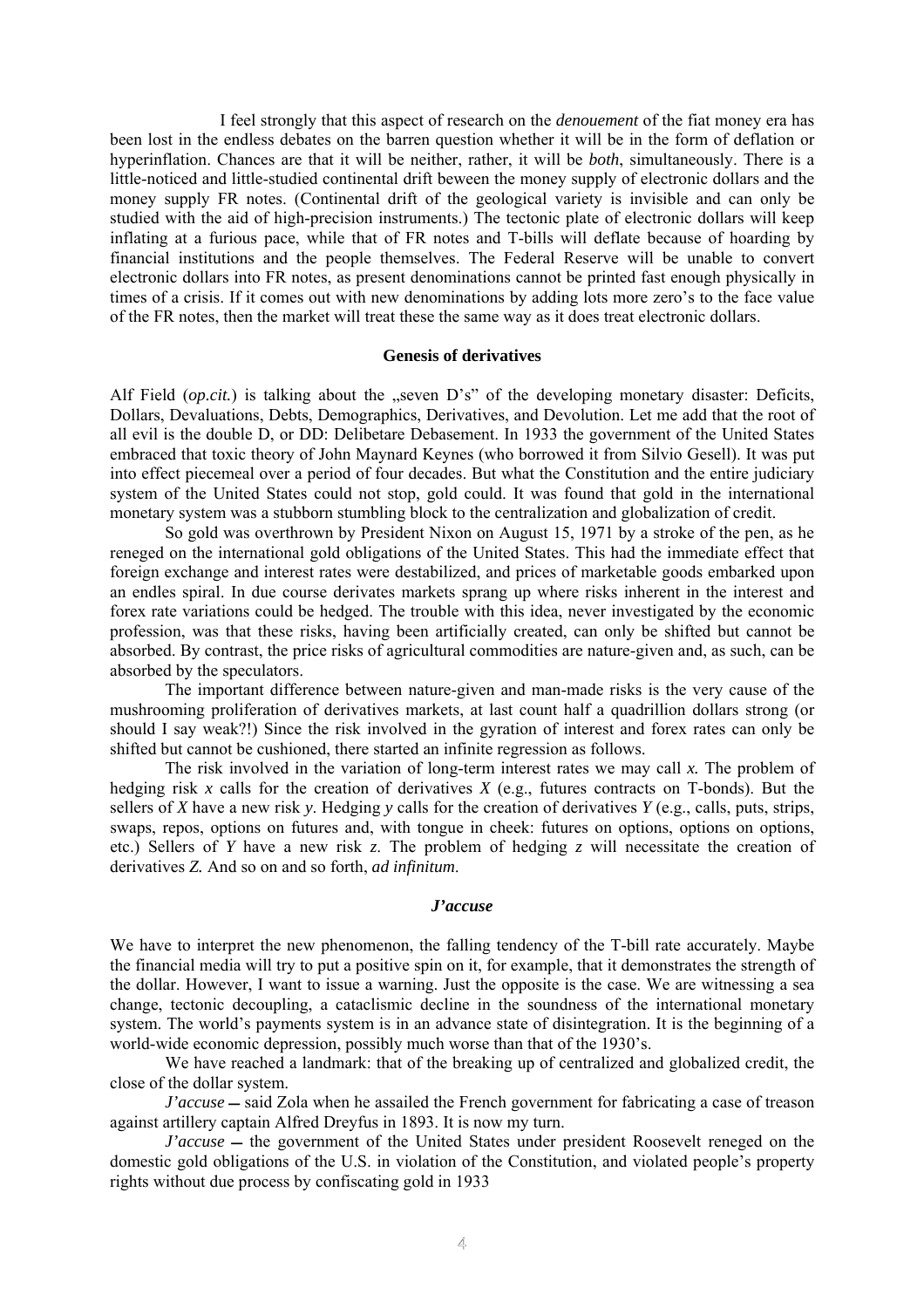I feel strongly that this aspect of research on the *denouement* of the fiat money era has been lost in the endless debates on the barren question whether it will be in the form of deflation or hyperinflation. Chances are that it will be neither, rather, it will be *both*, simultaneously. There is a little-noticed and little-studied continental drift beween the money supply of electronic dollars and the money supply FR notes. (Continental drift of the geological variety is invisible and can only be studied with the aid of high-precision instruments.) The tectonic plate of electronic dollars will keep inflating at a furious pace, while that of FR notes and T-bills will deflate because of hoarding by financial institutions and the people themselves. The Federal Reserve will be unable to convert electronic dollars into FR notes, as present denominations cannot be printed fast enough physically in times of a crisis. If it comes out with new denominations by adding lots more zero's to the face value of the FR notes, then the market will treat these the same way as it does treat electronic dollars.

### Genesis of derivatives

Alf Field (*op.cit.*) is talking about the „seven D's" of the developing monetary disaster: Deficits, Dollars, Devaluations, Debts, Demographics, Derivatives, and Devolution. Let me add that the root of all evil is the double D, or DD: Delibetare Debasement. In 1933 the government of the United States embraced that toxic theory of John Maynard Keynes (who borrowed it from Silvio Gesell). It was put into effect piecemeal over a period of four decades. But what the Constitution and the entire judiciary system of the United States could not stop, gold could. It was found that gold in the international monetary system was a stubborn stumbling block to the centralization and globalization of credit.

So gold was overthrown by President Nixon on August 15, 1971 by a stroke of the pen, as he reneged on the international gold obligations of the United States. This had the immediate effect that foreign exchange and interest rates were destabilized, and prices of marketable goods embarked upon an endles spiral. In due course derivates markets sprang up where risks inherent in the interest and forex rate variations could be hedged. The trouble with this idea, never investigated by the economic profession, was that these risks, having been artificially created, can only be shifted but cannot be absorbed. By contrast, the price risks of agricultural commodities are nature-given and, as such, can be absorbed by the speculators.

The important difference between nature-given and man-made risks is the very cause of the mushrooming proliferation of derivatives markets, at last count half a quadrillion dollars strong (or should I say weak?!) Since the risk involved in the gyration of interest and forex rates can only be shifted but cannot be cushioned, there started an infinite regression as follows.

The risk involved in the variation of long-term interest rates we may call *x.* The problem of hedging risk *x* calls for the creation of derivatives *X* (e.g., futures contracts on T-bonds). But the sellers of *X* have a new risk *y*. Hedging *y* calls for the creation of derivatives *Y* (e.g., calls, puts, strips, swaps, repos, options on futures and, with tongue in cheek: futures on options, options on options, etc.) Sellers of *Y* have a new risk *z*. The problem of hedging *z* will necessitate the creation of derivatives *Z.* And so on and so forth, *ad infinitum*.

### *J'accuse*

We have to interpret the new phenomenon, the falling tendency of the T-bill rate accurately. Maybe the financial media will try to put a positive spin on it, for example, that it demonstrates the strength of the dollar. However, I want to issue a warning. Just the opposite is the case. We are witnessing a sea change, tectonic decoupling, a cataclismic decline in the soundness of the international monetary system. The world's payments system is in an advance state of disintegration. It is the beginning of a world-wide economic depression, possibly much worse than that of the 1930's.

We have reached a landmark: that of the breaking up of centralized and globalized credit, the close of the dollar system.

*J'accuse* — said Zola when he assailed the French government for fabricating a case of treason against artillery captain Alfred Dreyfus in 1893. It is now my turn.

*J'accuse* — the government of the United States under president Roosevelt reneged on the domestic gold obligations of the U.S. in violation of the Constitution, and violated people's property rights without due process by confiscating gold in 1933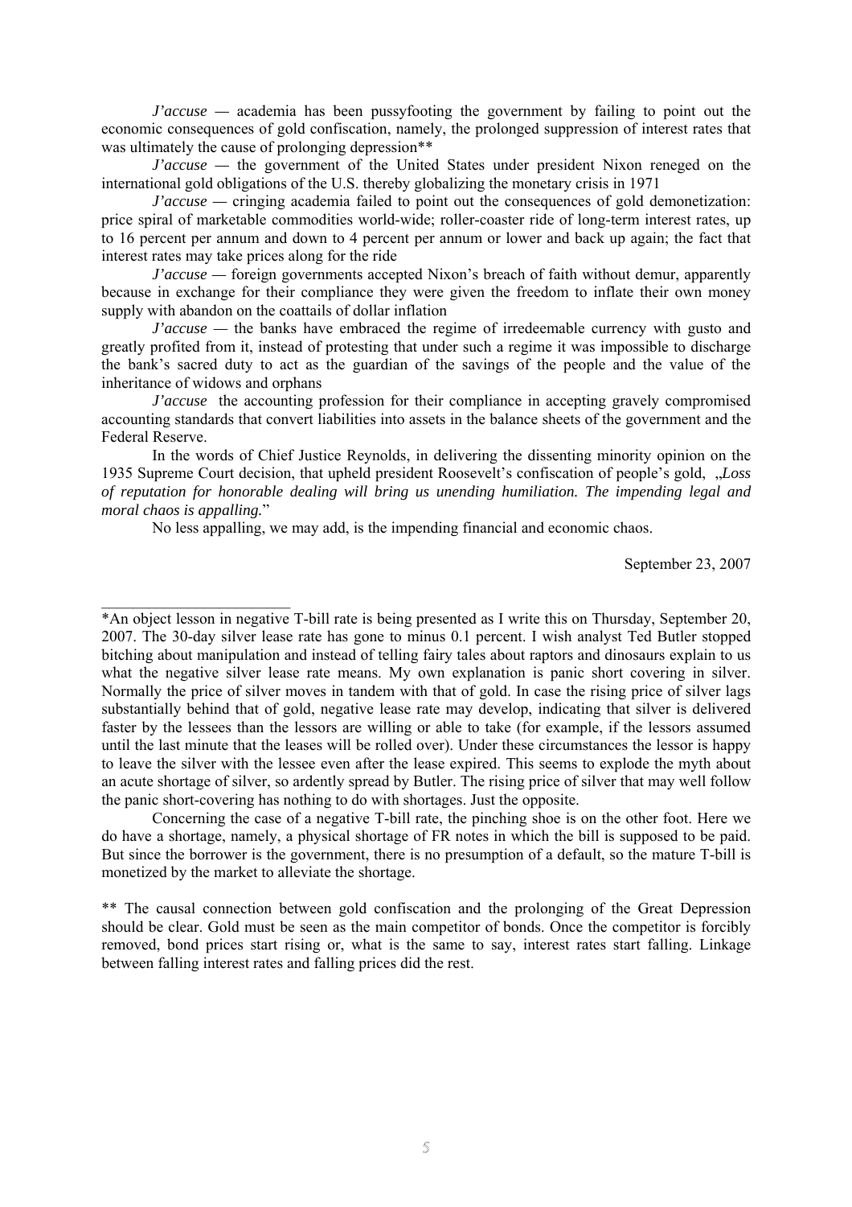*J'accuse* — academia has been pussyfooting the government by failing to point out the economic consequences of gold confiscation, namely, the prolonged suppression of interest rates that was ultimately the cause of prolonging depression**

*J'accuse* — the government of the United States under president Nixon reneged on the international gold obligations of the U.S. thereby globalizing the monetary crisis in 1971

*J'accuse* — cringing academia failed to point out the consequences of gold demonetization: price spiral of marketable commodities world-wide; roller-coaster ride of long-term interest rates, up to 16 percent per annum and down to 4 percent per annum or lower and back up again; the fact that interest rates may take prices along for the ride

*J'accuse* — foreign governments accepted Nixon's breach of faith without demur, apparently because in exchange for their compliance they were given the freedom to inflate their own money supply with abandon on the coattails of dollar inflation

*J'accuse* — the banks have embraced the regime of irredeemable currency with gusto and greatly profited from it, instead of protesting that under such a regime it was impossible to discharge the bank's sacred duty to act as the guardian of the savings of the people and the value of the inheritance of widows and orphans

*J'accuse* the accounting profession for their compliance in accepting gravely compromised accounting standards that convert liabilities into assets in the balance sheets of the government and the Federal Reserve.

In the words of Chief Justice Reynolds, in delivering the dissenting minority opinion on the 1935 Supreme Court decision, that upheld president Roosevelt's confiscation of people's gold, „*Loss of reputation for honorable dealing will bring us unending humiliation. The impending legal and moral chaos is appalling.*"

No less appalling, we may add, is the impending financial and economic chaos.

September 23, 2007

---

*An object lesson in negative T-bill rate is being presented as I write this on Thursday, September 20, 2007. The 30-day silver lease rate has gone to minus 0.1 percent. I wish analyst Ted Butler stopped bitching about manipulation and instead of telling fairy tales about raptors and dinosaurs explain to us what the negative silver lease rate means. My own explanation is panic short covering in silver. Normally the price of silver moves in tandem with that of gold. In case the rising price of silver lags substantially behind that of gold, negative lease rate may develop, indicating that silver is delivered faster by the lessees than the lessors are willing or able to take (for example, if the lessors assumed until the last minute that the leases will be rolled over). Under these circumstances the lessor is happy to leave the silver with the lessee even after the lease expired. This seems to explode the myth about an acute shortage of silver, so ardently spread by Butler. The rising price of silver that may well follow the panic short-covering has nothing to do with shortages. Just the opposite.

Concerning the case of a negative T-bill rate, the pinching shoe is on the other foot. Here we do have a shortage, namely, a physical shortage of FR notes in which the bill is supposed to be paid. But since the borrower is the government, there is no presumption of a default, so the mature T-bill is monetized by the market to alleviate the shortage.

** The causal connection between gold confiscation and the prolonging of the Great Depression should be clear. Gold must be seen as the main competitor of bonds. Once the competitor is forcibly removed, bond prices start rising or, what is the same to say, interest rates start falling. Linkage between falling interest rates and falling prices did the rest.